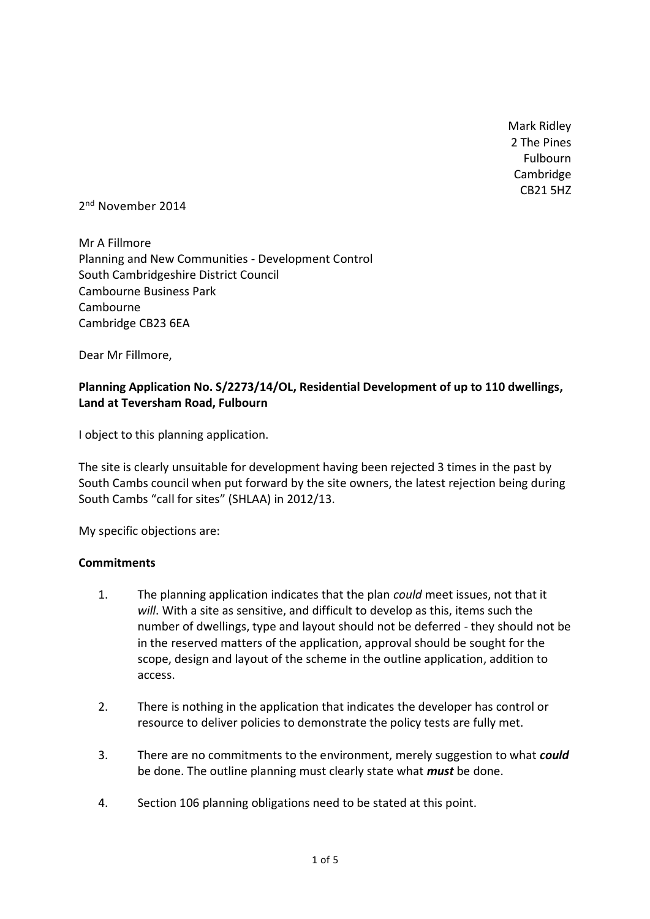Mark Ridley
2 The Pines
Fulbourn
Cambridge
CB21 5HZ

2nd November 2014

Mr A Fillmore
Planning and New Communities - Development Control
South Cambridgeshire District Council
Cambourne Business Park
Cambourne
Cambridge CB23 6EA

Dear Mr Fillmore,

**Planning Application No. S/2273/14/OL, Residential Development of up to 110 dwellings, Land at Teversham Road, Fulbourn**

I object to this planning application.

The site is clearly unsuitable for development having been rejected 3 times in the past by South Cambs council when put forward by the site owners, the latest rejection being during South Cambs "call for sites" (SHLAA) in 2012/13.

My specific objections are:

**Commitments**

1. The planning application indicates that the plan *could* meet issues, not that it *will*. With a site as sensitive, and difficult to develop as this, items such the number of dwellings, type and layout should not be deferred - they should not be in the reserved matters of the application, approval should be sought for the scope, design and layout of the scheme in the outline application, addition to access.

2. There is nothing in the application that indicates the developer has control or resource to deliver policies to demonstrate the policy tests are fully met.

3. There are no commitments to the environment, merely suggestion to what ***could*** be done. The outline planning must clearly state what ***must*** be done.

4. Section 106 planning obligations need to be stated at this point.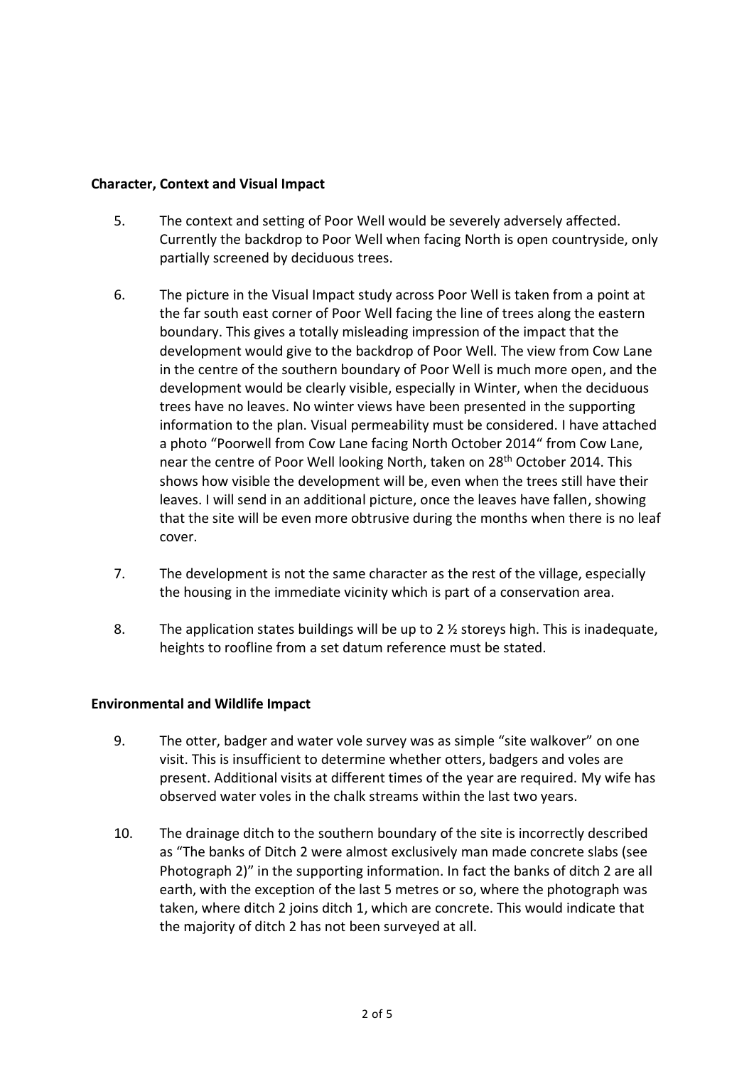**Character, Context and Visual Impact**

5. The context and setting of Poor Well would be severely adversely affected. Currently the backdrop to Poor Well when facing North is open countryside, only partially screened by deciduous trees.

6. The picture in the Visual Impact study across Poor Well is taken from a point at the far south east corner of Poor Well facing the line of trees along the eastern boundary. This gives a totally misleading impression of the impact that the development would give to the backdrop of Poor Well. The view from Cow Lane in the centre of the southern boundary of Poor Well is much more open, and the development would be clearly visible, especially in Winter, when the deciduous trees have no leaves. No winter views have been presented in the supporting information to the plan. Visual permeability must be considered. I have attached a photo "Poorwell from Cow Lane facing North October 2014" from Cow Lane, near the centre of Poor Well looking North, taken on 28th October 2014. This shows how visible the development will be, even when the trees still have their leaves. I will send in an additional picture, once the leaves have fallen, showing that the site will be even more obtrusive during the months when there is no leaf cover.

7. The development is not the same character as the rest of the village, especially the housing in the immediate vicinity which is part of a conservation area.

8. The application states buildings will be up to 2 ½ storeys high. This is inadequate, heights to roofline from a set datum reference must be stated.

**Environmental and Wildlife Impact**

9. The otter, badger and water vole survey was as simple "site walkover" on one visit. This is insufficient to determine whether otters, badgers and voles are present. Additional visits at different times of the year are required. My wife has observed water voles in the chalk streams within the last two years.

10. The drainage ditch to the southern boundary of the site is incorrectly described as "The banks of Ditch 2 were almost exclusively man made concrete slabs (see Photograph 2)" in the supporting information. In fact the banks of ditch 2 are all earth, with the exception of the last 5 metres or so, where the photograph was taken, where ditch 2 joins ditch 1, which are concrete. This would indicate that the majority of ditch 2 has not been surveyed at all.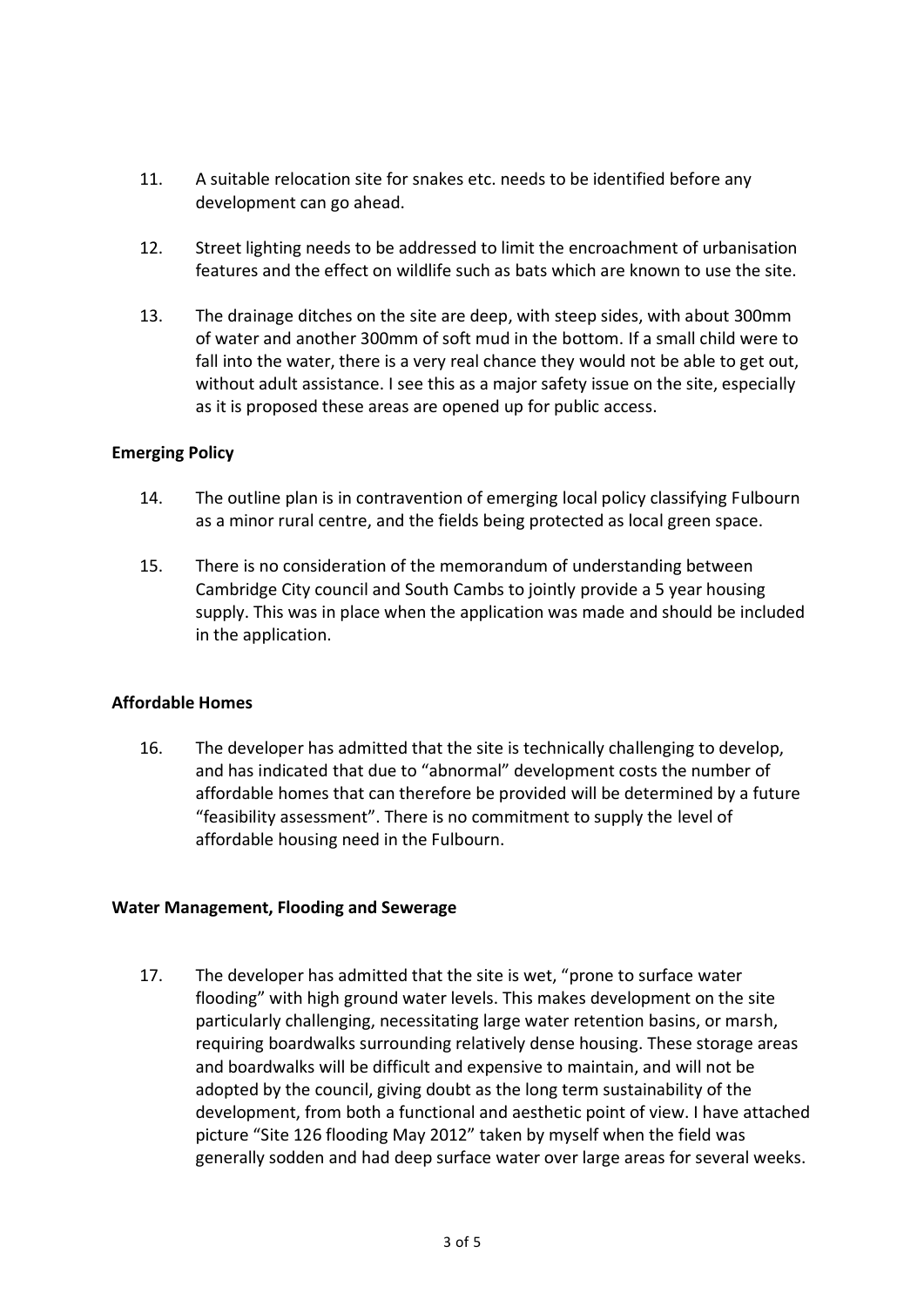11. A suitable relocation site for snakes etc. needs to be identified before any development can go ahead.

12. Street lighting needs to be addressed to limit the encroachment of urbanisation features and the effect on wildlife such as bats which are known to use the site.

13. The drainage ditches on the site are deep, with steep sides, with about 300mm of water and another 300mm of soft mud in the bottom. If a small child were to fall into the water, there is a very real chance they would not be able to get out, without adult assistance. I see this as a major safety issue on the site, especially as it is proposed these areas are opened up for public access.

**Emerging Policy**

14. The outline plan is in contravention of emerging local policy classifying Fulbourn as a minor rural centre, and the fields being protected as local green space.

15. There is no consideration of the memorandum of understanding between Cambridge City council and South Cambs to jointly provide a 5 year housing supply. This was in place when the application was made and should be included in the application.

**Affordable Homes**

16. The developer has admitted that the site is technically challenging to develop, and has indicated that due to "abnormal" development costs the number of affordable homes that can therefore be provided will be determined by a future "feasibility assessment". There is no commitment to supply the level of affordable housing need in the Fulbourn.

**Water Management, Flooding and Sewerage**

17. The developer has admitted that the site is wet, "prone to surface water flooding" with high ground water levels. This makes development on the site particularly challenging, necessitating large water retention basins, or marsh, requiring boardwalks surrounding relatively dense housing. These storage areas and boardwalks will be difficult and expensive to maintain, and will not be adopted by the council, giving doubt as the long term sustainability of the development, from both a functional and aesthetic point of view. I have attached picture "Site 126 flooding May 2012" taken by myself when the field was generally sodden and had deep surface water over large areas for several weeks.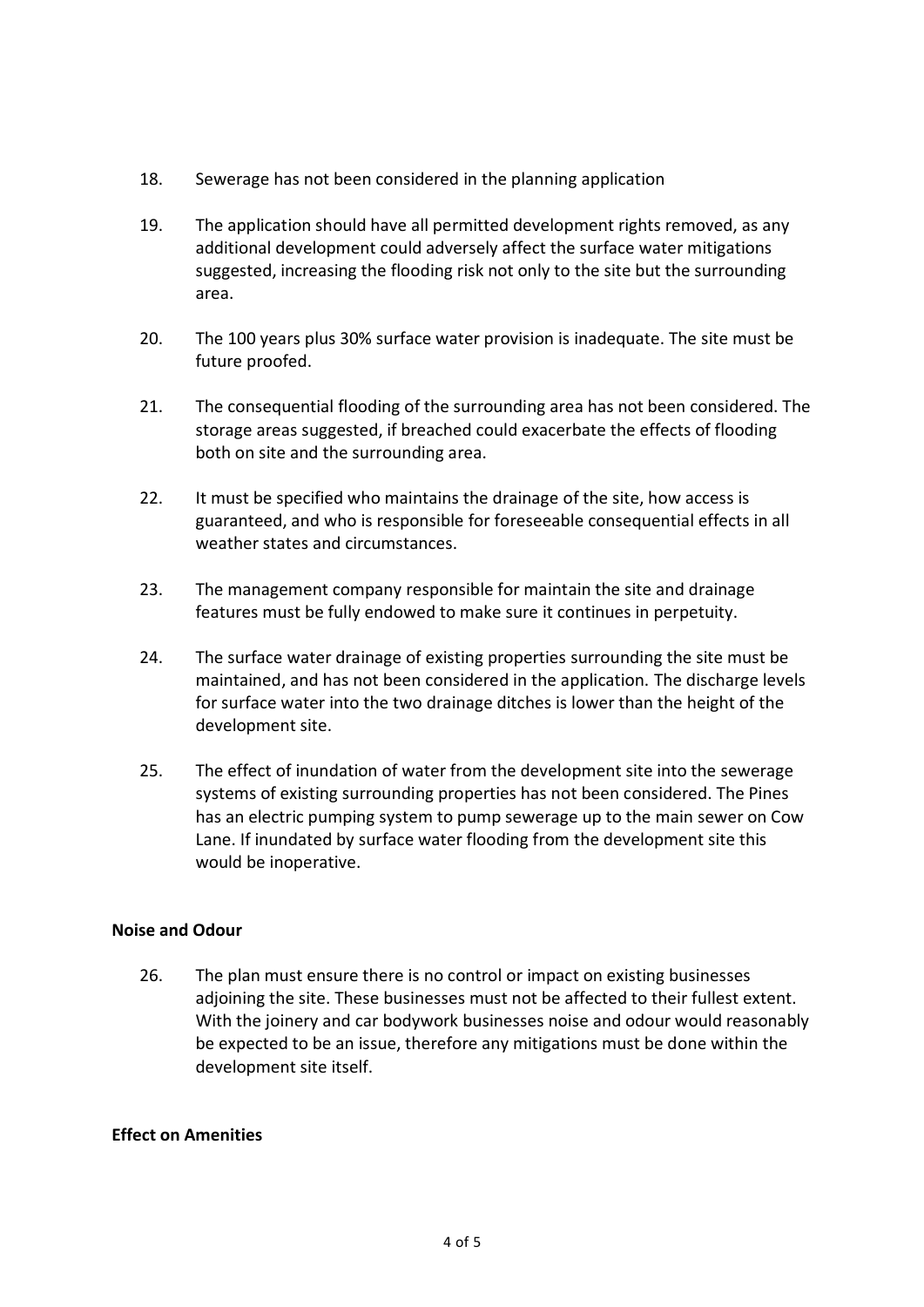18. Sewerage has not been considered in the planning application

19. The application should have all permitted development rights removed, as any additional development could adversely affect the surface water mitigations suggested, increasing the flooding risk not only to the site but the surrounding area.

20. The 100 years plus 30% surface water provision is inadequate. The site must be future proofed.

21. The consequential flooding of the surrounding area has not been considered. The storage areas suggested, if breached could exacerbate the effects of flooding both on site and the surrounding area.

22. It must be specified who maintains the drainage of the site, how access is guaranteed, and who is responsible for foreseeable consequential effects in all weather states and circumstances.

23. The management company responsible for maintain the site and drainage features must be fully endowed to make sure it continues in perpetuity.

24. The surface water drainage of existing properties surrounding the site must be maintained, and has not been considered in the application. The discharge levels for surface water into the two drainage ditches is lower than the height of the development site.

25. The effect of inundation of water from the development site into the sewerage systems of existing surrounding properties has not been considered. The Pines has an electric pumping system to pump sewerage up to the main sewer on Cow Lane. If inundated by surface water flooding from the development site this would be inoperative.

**Noise and Odour**

26. The plan must ensure there is no control or impact on existing businesses adjoining the site. These businesses must not be affected to their fullest extent. With the joinery and car bodywork businesses noise and odour would reasonably be expected to be an issue, therefore any mitigations must be done within the development site itself.

**Effect on Amenities**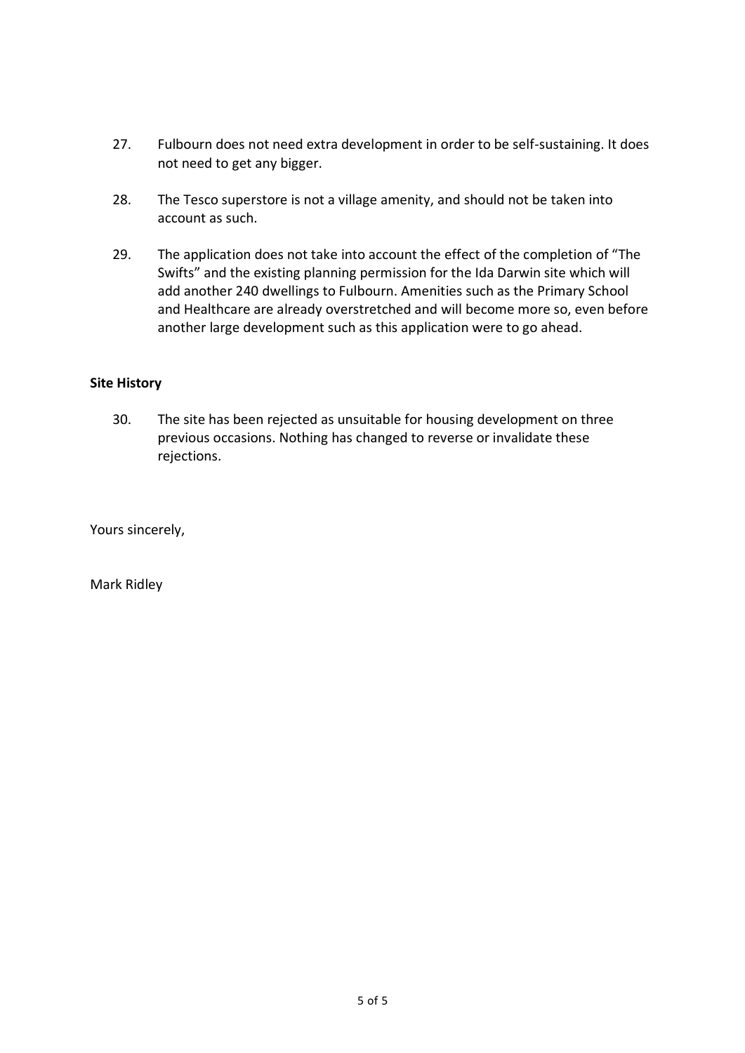27. Fulbourn does not need extra development in order to be self-sustaining. It does not need to get any bigger.

28. The Tesco superstore is not a village amenity, and should not be taken into account as such.

29. The application does not take into account the effect of the completion of "The Swifts" and the existing planning permission for the Ida Darwin site which will add another 240 dwellings to Fulbourn. Amenities such as the Primary School and Healthcare are already overstretched and will become more so, even before another large development such as this application were to go ahead.

**Site History**

30. The site has been rejected as unsuitable for housing development on three previous occasions. Nothing has changed to reverse or invalidate these rejections.

Yours sincerely,

Mark Ridley